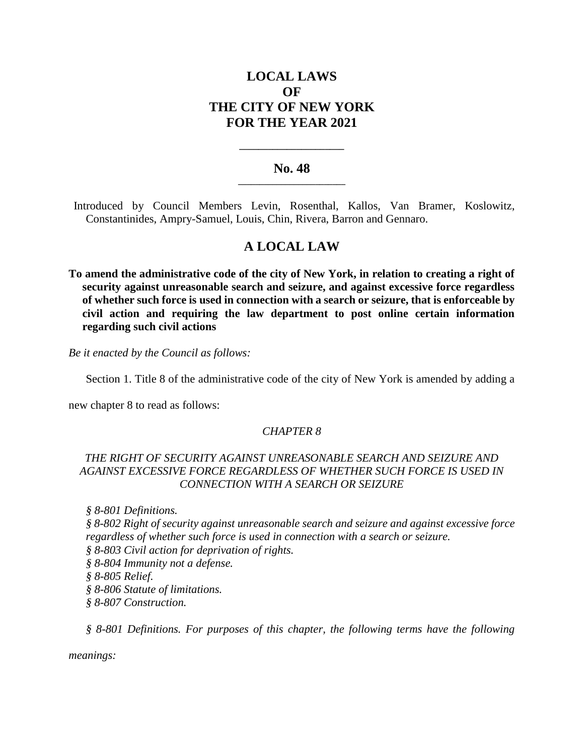# LOCAL LAWS
# OF
# THE CITY OF NEW YORK
# FOR THE YEAR 2021

---

## No. 48

---

Introduced by Council Members Levin, Rosenthal, Kallos, Van Bramer, Koslowitz, Constantinides, Ampry-Samuel, Louis, Chin, Rivera, Barron and Gennaro.

## A LOCAL LAW

**To amend the administrative code of the city of New York, in relation to creating a right of security against unreasonable search and seizure, and against excessive force regardless of whether such force is used in connection with a search or seizure, that is enforceable by civil action and requiring the law department to post online certain information regarding such civil actions**

*Be it enacted by the Council as follows:*

Section 1. Title 8 of the administrative code of the city of New York is amended by adding a new chapter 8 to read as follows:

*CHAPTER 8*

*THE RIGHT OF SECURITY AGAINST UNREASONABLE SEARCH AND SEIZURE AND AGAINST EXCESSIVE FORCE REGARDLESS OF WHETHER SUCH FORCE IS USED IN CONNECTION WITH A SEARCH OR SEIZURE*

*§ 8-801 Definitions.*
*§ 8-802 Right of security against unreasonable search and seizure and against excessive force regardless of whether such force is used in connection with a search or seizure.*
*§ 8-803 Civil action for deprivation of rights.*
*§ 8-804 Immunity not a defense.*
*§ 8-805 Relief.*
*§ 8-806 Statute of limitations.*
*§ 8-807 Construction.*

*§ 8-801 Definitions. For purposes of this chapter, the following terms have the following meanings:*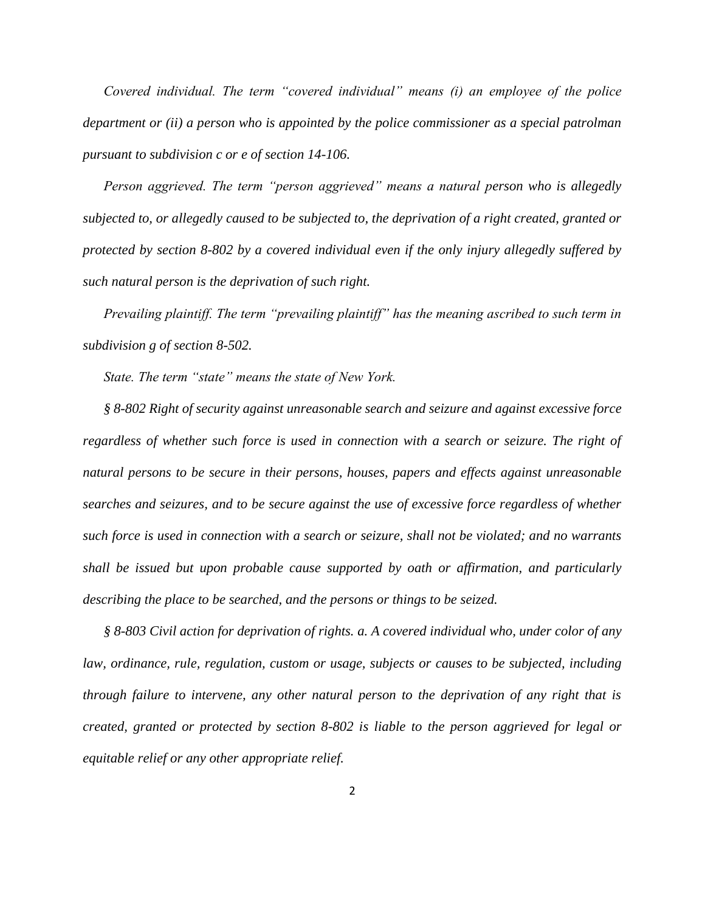*Covered individual. The term "covered individual" means (i) an employee of the police department or (ii) a person who is appointed by the police commissioner as a special patrolman pursuant to subdivision c or e of section 14-106.*

*Person aggrieved. The term "person aggrieved" means a natural person who is allegedly subjected to, or allegedly caused to be subjected to, the deprivation of a right created, granted or protected by section 8-802 by a covered individual even if the only injury allegedly suffered by such natural person is the deprivation of such right.*

*Prevailing plaintiff. The term "prevailing plaintiff" has the meaning ascribed to such term in subdivision g of section 8-502.*

*State. The term "state" means the state of New York.*

*§ 8-802 Right of security against unreasonable search and seizure and against excessive force regardless of whether such force is used in connection with a search or seizure. The right of natural persons to be secure in their persons, houses, papers and effects against unreasonable searches and seizures, and to be secure against the use of excessive force regardless of whether such force is used in connection with a search or seizure, shall not be violated; and no warrants shall be issued but upon probable cause supported by oath or affirmation, and particularly describing the place to be searched, and the persons or things to be seized.*

*§ 8-803 Civil action for deprivation of rights. a. A covered individual who, under color of any law, ordinance, rule, regulation, custom or usage, subjects or causes to be subjected, including through failure to intervene, any other natural person to the deprivation of any right that is created, granted or protected by section 8-802 is liable to the person aggrieved for legal or equitable relief or any other appropriate relief.*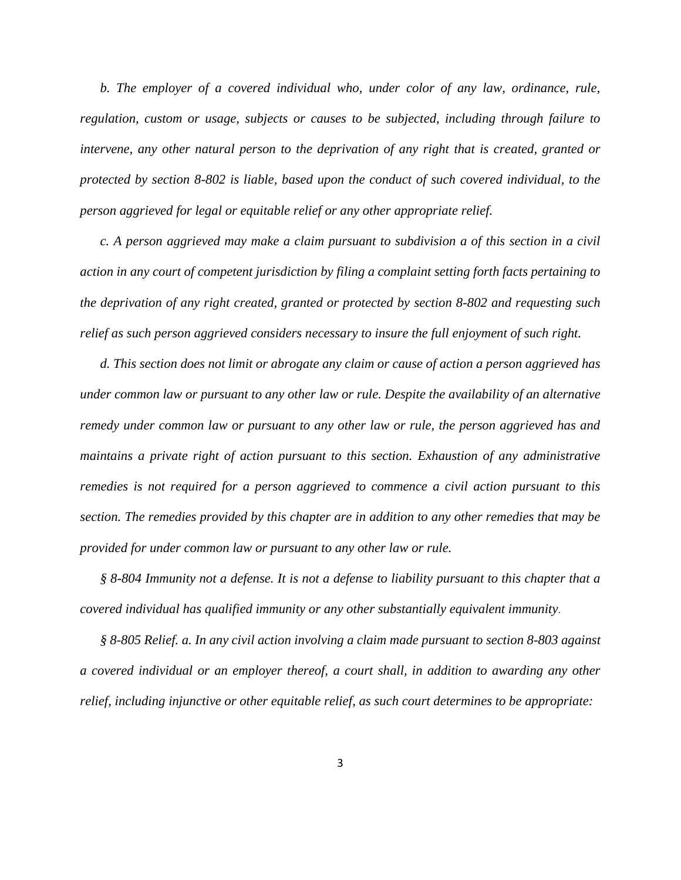*b. The employer of a covered individual who, under color of any law, ordinance, rule, regulation, custom or usage, subjects or causes to be subjected, including through failure to intervene, any other natural person to the deprivation of any right that is created, granted or protected by section 8-802 is liable, based upon the conduct of such covered individual, to the person aggrieved for legal or equitable relief or any other appropriate relief.*

*c. A person aggrieved may make a claim pursuant to subdivision a of this section in a civil action in any court of competent jurisdiction by filing a complaint setting forth facts pertaining to the deprivation of any right created, granted or protected by section 8-802 and requesting such relief as such person aggrieved considers necessary to insure the full enjoyment of such right.*

*d. This section does not limit or abrogate any claim or cause of action a person aggrieved has under common law or pursuant to any other law or rule. Despite the availability of an alternative remedy under common law or pursuant to any other law or rule, the person aggrieved has and maintains a private right of action pursuant to this section. Exhaustion of any administrative remedies is not required for a person aggrieved to commence a civil action pursuant to this section. The remedies provided by this chapter are in addition to any other remedies that may be provided for under common law or pursuant to any other law or rule.*

*§ 8-804 Immunity not a defense. It is not a defense to liability pursuant to this chapter that a covered individual has qualified immunity or any other substantially equivalent immunity.*

*§ 8-805 Relief. a. In any civil action involving a claim made pursuant to section 8-803 against a covered individual or an employer thereof, a court shall, in addition to awarding any other relief, including injunctive or other equitable relief, as such court determines to be appropriate:*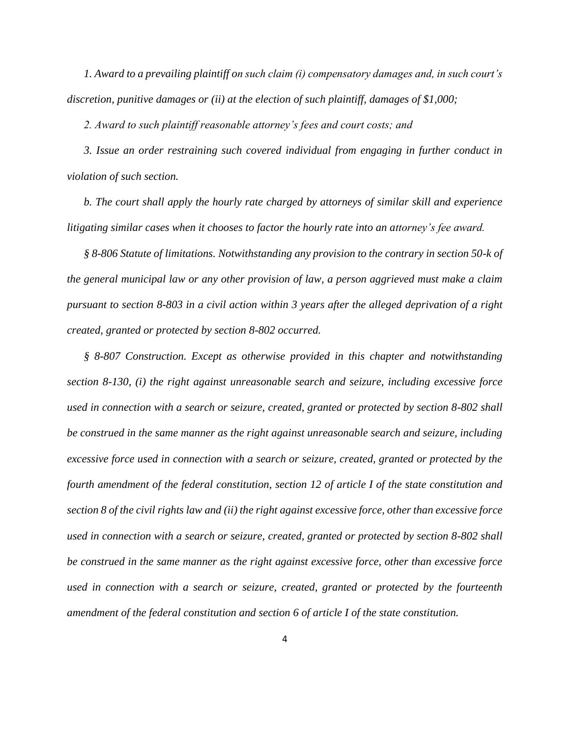*1. Award to a prevailing plaintiff on such claim (i) compensatory damages and, in such court's discretion, punitive damages or (ii) at the election of such plaintiff, damages of $1,000;*

*2. Award to such plaintiff reasonable attorney's fees and court costs; and*

*3. Issue an order restraining such covered individual from engaging in further conduct in violation of such section.*

*b. The court shall apply the hourly rate charged by attorneys of similar skill and experience litigating similar cases when it chooses to factor the hourly rate into an attorney's fee award.*

*§ 8-806 Statute of limitations. Notwithstanding any provision to the contrary in section 50-k of the general municipal law or any other provision of law, a person aggrieved must make a claim pursuant to section 8-803 in a civil action within 3 years after the alleged deprivation of a right created, granted or protected by section 8-802 occurred.*

*§ 8-807 Construction. Except as otherwise provided in this chapter and notwithstanding section 8-130, (i) the right against unreasonable search and seizure, including excessive force used in connection with a search or seizure, created, granted or protected by section 8-802 shall be construed in the same manner as the right against unreasonable search and seizure, including excessive force used in connection with a search or seizure, created, granted or protected by the fourth amendment of the federal constitution, section 12 of article I of the state constitution and section 8 of the civil rights law and (ii) the right against excessive force, other than excessive force used in connection with a search or seizure, created, granted or protected by section 8-802 shall be construed in the same manner as the right against excessive force, other than excessive force used in connection with a search or seizure, created, granted or protected by the fourteenth amendment of the federal constitution and section 6 of article I of the state constitution.*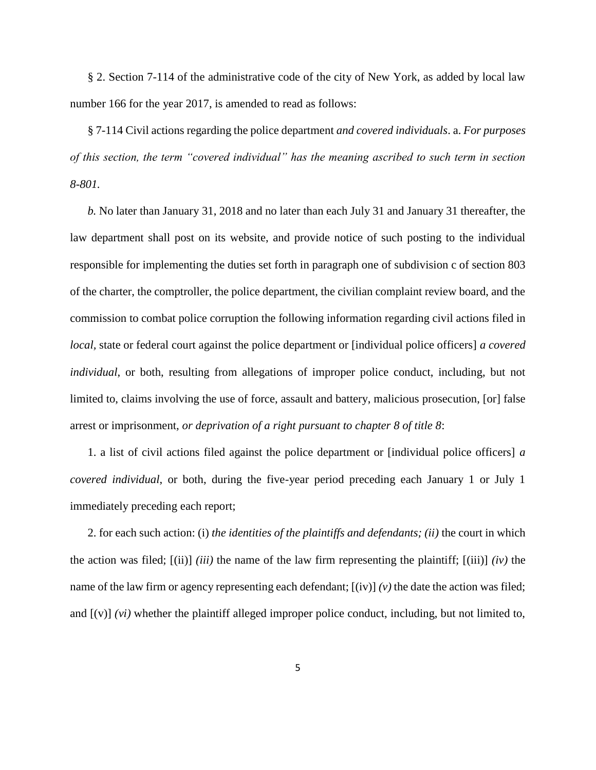§ 2. Section 7-114 of the administrative code of the city of New York, as added by local law number 166 for the year 2017, is amended to read as follows:

§ 7-114 Civil actions regarding the police department *and covered individuals*. a. *For purposes of this section, the term "covered individual" has the meaning ascribed to such term in section 8-801.*

*b.* No later than January 31, 2018 and no later than each July 31 and January 31 thereafter, the law department shall post on its website, and provide notice of such posting to the individual responsible for implementing the duties set forth in paragraph one of subdivision c of section 803 of the charter, the comptroller, the police department, the civilian complaint review board, and the commission to combat police corruption the following information regarding civil actions filed in *local*, state or federal court against the police department or [individual police officers] *a covered individual*, or both, resulting from allegations of improper police conduct, including, but not limited to, claims involving the use of force, assault and battery, malicious prosecution, [or] false arrest or imprisonment*, or deprivation of a right pursuant to chapter 8 of title 8*:

1. a list of civil actions filed against the police department or [individual police officers] *a covered individual*, or both, during the five-year period preceding each January 1 or July 1 immediately preceding each report;

2. for each such action: (i) *the identities of the plaintiffs and defendants; (ii)* the court in which the action was filed; [(ii)] *(iii)* the name of the law firm representing the plaintiff; [(iii)] *(iv)* the name of the law firm or agency representing each defendant; [(iv)] *(v)* the date the action was filed; and [(v)] *(vi)* whether the plaintiff alleged improper police conduct, including, but not limited to,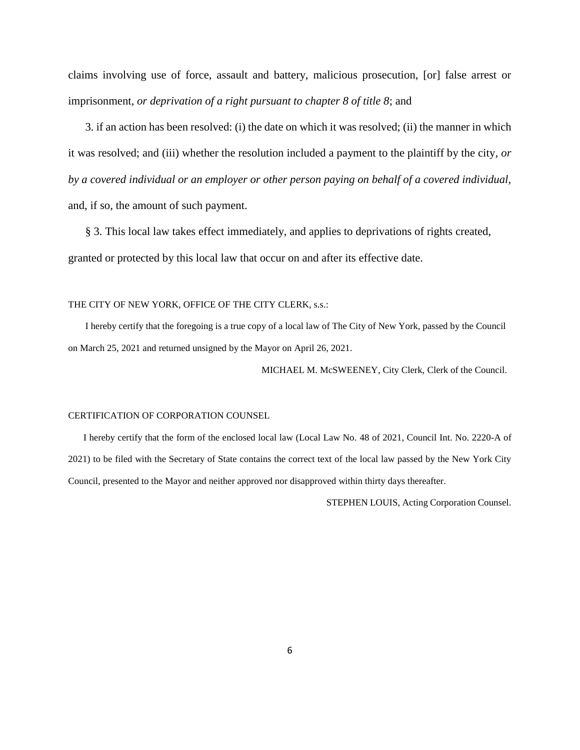claims involving use of force, assault and battery, malicious prosecution, [or] false arrest or imprisonment, *or deprivation of a right pursuant to chapter 8 of title 8*; and

3. if an action has been resolved: (i) the date on which it was resolved; (ii) the manner in which it was resolved; and (iii) whether the resolution included a payment to the plaintiff by the city, *or by a covered individual or an employer or other person paying on behalf of a covered individual*, and, if so, the amount of such payment.

§ 3. This local law takes effect immediately, and applies to deprivations of rights created, granted or protected by this local law that occur on and after its effective date.

THE CITY OF NEW YORK, OFFICE OF THE CITY CLERK, s.s.:

I hereby certify that the foregoing is a true copy of a local law of The City of New York, passed by the Council on March 25, 2021 and returned unsigned by the Mayor on April 26, 2021.

MICHAEL M. McSWEENEY, City Clerk, Clerk of the Council.

CERTIFICATION OF CORPORATION COUNSEL

I hereby certify that the form of the enclosed local law (Local Law No. 48 of 2021, Council Int. No. 2220-A of 2021) to be filed with the Secretary of State contains the correct text of the local law passed by the New York City Council, presented to the Mayor and neither approved nor disapproved within thirty days thereafter.

STEPHEN LOUIS, Acting Corporation Counsel.